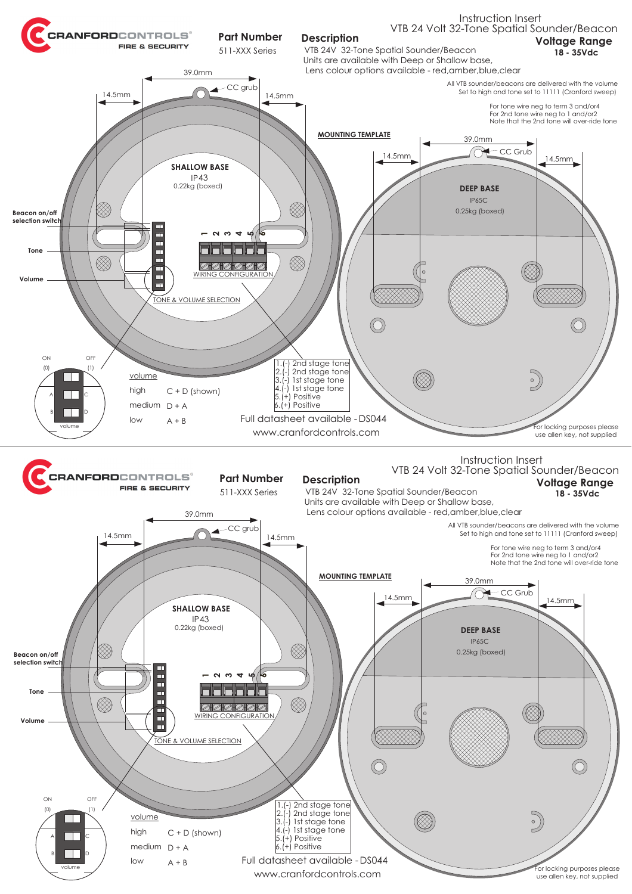**CRANFORDCONTROLS** FIRE & SECURITY

Instruction Insert
VTB 24 Volt 32-Tone Spatial Sounder/Beacon

**Part Number**
511-XXX Series

**Description**
VTB 24V 32-Tone Spatial Sounder/Beacon
Units are available with Deep or Shallow base,
Lens colour options available - red,amber,blue,clear

**Voltage Range**
18 - 35Vdc

All VTB sounder/beacons are delivered with the volume Set to high and tone set to 11111 (Cranford sweep)

For tone wire neg to term 3 and/or4
For 2nd tone wire neg to 1 and/or2
Note that the 2nd tone will over-ride tone

**MOUNTING TEMPLATE**

39.0mm
CC grub
14.5mm
14.5mm

**SHALLOW BASE**
IP43
0.22kg (boxed)

Beacon on/off selection switch
Tone
Volume

1 2 3 4 5 6
WIRING CONFIGURATION
TONE & VOLUME SELECTION

**DEEP BASE**
IP65C
0.25kg (boxed)

39.0mm
CC Grub
14.5mm
14.5mm

ON (0)
OFF (1)
A C
B D
volume

| volume | |
|---|---|
| high | C + D (shown) |
| medium | D + A |
| low | A + B |

1.(-) 2nd stage tone
2.(-) 2nd stage tone
3.(-) 1st stage tone
4.(-) 1st stage tone
5.(+) Positive
6.(+) Positive

Full datasheet available - DS044
www.cranfordcontrols.com

For locking purposes please use allen key, not supplied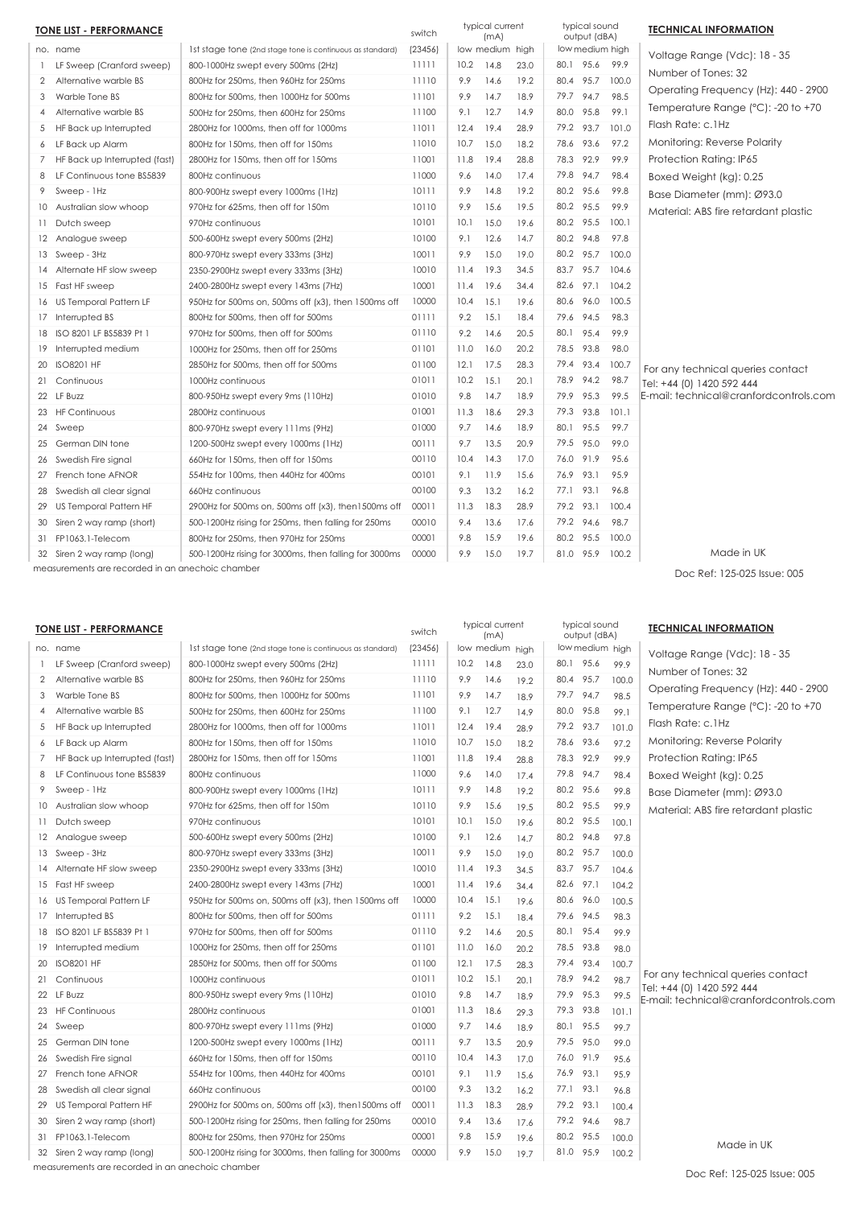## TONE LIST - PERFORMANCE

| no. | name | 1st stage tone (2nd stage tone is continuous as standard) | switch (23456) | typical current (mA) | | | typical sound output (dBA) | | |
|---|---|---|---|---|---|---|---|---|---|
| | | | | low | medium | high | low | medium | high |
| 1 | LF Sweep (Cranford sweep) | 800-1000Hz swept every 500ms (2Hz) | 11111 | 10.2 | 14.8 | 23.0 | 80.1 | 95.6 | 99.9 |
| 2 | Alternative warble BS | 800Hz for 250ms, then 960Hz for 250ms | 11110 | 9.9 | 14.6 | 19.2 | 80.4 | 95.7 | 100.0 |
| 3 | Warble Tone BS | 800Hz for 500ms, then 1000Hz for 500ms | 11101 | 9.9 | 14.7 | 18.9 | 79.7 | 94.7 | 98.5 |
| 4 | Alternative warble BS | 500Hz for 250ms, then 600Hz for 250ms | 11100 | 9.1 | 12.7 | 14.9 | 80.0 | 95.8 | 99.1 |
| 5 | HF Back up Interrupted | 2800Hz for 1000ms, then off for 1000ms | 11011 | 12.4 | 19.4 | 28.9 | 79.2 | 93.7 | 101.0 |
| 6 | LF Back up Alarm | 800Hz for 150ms, then off for 150ms | 11010 | 10.7 | 15.0 | 18.2 | 78.6 | 93.6 | 97.2 |
| 7 | HF Back up Interrupted (fast) | 2800Hz for 150ms, then off for 150ms | 11001 | 11.8 | 19.4 | 28.8 | 78.3 | 92.9 | 99.9 |
| 8 | LF Continuous tone BS5839 | 800Hz continuous | 11000 | 9.6 | 14.0 | 17.4 | 79.8 | 94.7 | 98.4 |
| 9 | Sweep - 1Hz | 800-900Hz swept every 1000ms (1Hz) | 10111 | 9.9 | 14.8 | 19.2 | 80.2 | 95.6 | 99.8 |
| 10 | Australian slow whoop | 970Hz for 625ms, then off for 150m | 10110 | 9.9 | 15.6 | 19.5 | 80.2 | 95.5 | 99.9 |
| 11 | Dutch sweep | 970Hz continuous | 10101 | 10.1 | 15.0 | 19.6 | 80.2 | 95.5 | 100.1 |
| 12 | Analogue sweep | 500-600Hz swept every 500ms (2Hz) | 10100 | 9.1 | 12.6 | 14.7 | 80.2 | 94.8 | 97.8 |
| 13 | Sweep - 3Hz | 800-970Hz swept every 333ms (3Hz) | 10011 | 9.9 | 15.0 | 19.0 | 80.2 | 95.7 | 100.0 |
| 14 | Alternate HF slow sweep | 2350-2900Hz swept every 333ms (3Hz) | 10010 | 11.4 | 19.3 | 34.5 | 83.7 | 95.7 | 104.6 |
| 15 | Fast HF sweep | 2400-2800Hz swept every 143ms (7Hz) | 10001 | 11.4 | 19.6 | 34.4 | 82.6 | 97.1 | 104.2 |
| 16 | US Temporal Pattern LF | 950Hz for 500ms on, 500ms off (x3), then 1500ms off | 10000 | 10.4 | 15.1 | 19.6 | 80.6 | 96.0 | 100.5 |
| 17 | Interrupted BS | 800Hz for 500ms, then off for 500ms | 01111 | 9.2 | 15.1 | 18.4 | 79.6 | 94.5 | 98.3 |
| 18 | ISO 8201 LF BS5839 Pt 1 | 970Hz for 500ms, then off for 500ms | 01110 | 9.2 | 14.6 | 20.5 | 80.1 | 95.4 | 99.9 |
| 19 | Interrupted medium | 1000Hz for 250ms, then off for 250ms | 01101 | 11.0 | 16.0 | 20.2 | 78.5 | 93.8 | 98.0 |
| 20 | ISO8201 HF | 2850Hz for 500ms, then off for 500ms | 01100 | 12.1 | 17.5 | 28.3 | 79.4 | 93.4 | 100.7 |
| 21 | Continuous | 1000Hz continuous | 01011 | 10.2 | 15.1 | 20.1 | 78.9 | 94.2 | 98.7 |
| 22 | LF Buzz | 800-950Hz swept every 9ms (110Hz) | 01010 | 9.8 | 14.7 | 18.9 | 79.9 | 95.3 | 99.5 |
| 23 | HF Continuous | 2800Hz continuous | 01001 | 11.3 | 18.6 | 29.3 | 79.3 | 93.8 | 101.1 |
| 24 | Sweep | 800-970Hz swept every 111ms (9Hz) | 01000 | 9.7 | 14.6 | 18.9 | 80.1 | 95.5 | 99.7 |
| 25 | German DIN tone | 1200-500Hz swept every 1000ms (1Hz) | 00111 | 9.7 | 13.5 | 20.9 | 79.5 | 95.0 | 99.0 |
| 26 | Swedish Fire signal | 660Hz for 150ms, then off for 150ms | 00110 | 10.4 | 14.3 | 17.0 | 76.0 | 91.9 | 95.6 |
| 27 | French tone AFNOR | 554Hz for 100ms, then 440Hz for 400ms | 00101 | 9.1 | 11.9 | 15.6 | 76.9 | 93.1 | 95.9 |
| 28 | Swedish all clear signal | 660Hz continuous | 00100 | 9.3 | 13.2 | 16.2 | 77.1 | 93.1 | 96.8 |
| 29 | US Temporal Pattern HF | 2900Hz for 500ms on, 500ms off (x3), then1500ms off | 00011 | 11.3 | 18.3 | 28.9 | 79.2 | 93.1 | 100.4 |
| 30 | Siren 2 way ramp (short) | 500-1200Hz rising for 250ms, then falling for 250ms | 00010 | 9.4 | 13.6 | 17.6 | 79.2 | 94.6 | 98.7 |
| 31 | FP1063.1-Telecom | 800Hz for 250ms, then 970Hz for 250ms | 00001 | 9.8 | 15.9 | 19.6 | 80.2 | 95.5 | 100.0 |
| 32 | Siren 2 way ramp (long) | 500-1200Hz rising for 3000ms, then falling for 3000ms | 00000 | 9.9 | 15.0 | 19.7 | 81.0 | 95.9 | 100.2 |

measurements are recorded in an anechoic chamber

## TECHNICAL INFORMATION

Voltage Range (Vdc): 18 - 35

Number of Tones: 32

Operating Frequency (Hz): 440 - 2900

Temperature Range (°C): -20 to +70

Flash Rate: c.1Hz

Monitoring: Reverse Polarity

Protection Rating: IP65

Boxed Weight (kg): 0.25

Base Diameter (mm): Ø93.0

Material: ABS fire retardant plastic

For any technical queries contact
Tel: +44 (0) 1420 592 444
E-mail: technical@cranfordcontrols.com

Made in UK

Doc Ref: 125-025 Issue: 005

## TONE LIST - PERFORMANCE

| no. | name | 1st stage tone (2nd stage tone is continuous as standard) | switch (23456) | typical current (mA) | | | typical sound output (dBA) | | |
|---|---|---|---|---|---|---|---|---|---|
| | | | | low | medium | high | low | medium | high |
| 1 | LF Sweep (Cranford sweep) | 800-1000Hz swept every 500ms (2Hz) | 11111 | 10.2 | 14.8 | 23.0 | 80.1 | 95.6 | 99.9 |
| 2 | Alternative warble BS | 800Hz for 250ms, then 960Hz for 250ms | 11110 | 9.9 | 14.6 | 19.2 | 80.4 | 95.7 | 100.0 |
| 3 | Warble Tone BS | 800Hz for 500ms, then 1000Hz for 500ms | 11101 | 9.9 | 14.7 | 18.9 | 79.7 | 94.7 | 98.5 |
| 4 | Alternative warble BS | 500Hz for 250ms, then 600Hz for 250ms | 11100 | 9.1 | 12.7 | 14.9 | 80.0 | 95.8 | 99.1 |
| 5 | HF Back up Interrupted | 2800Hz for 1000ms, then off for 1000ms | 11011 | 12.4 | 19.4 | 28.9 | 79.2 | 93.7 | 101.0 |
| 6 | LF Back up Alarm | 800Hz for 150ms, then off for 150ms | 11010 | 10.7 | 15.0 | 18.2 | 78.6 | 93.6 | 97.2 |
| 7 | HF Back up Interrupted (fast) | 2800Hz for 150ms, then off for 150ms | 11001 | 11.8 | 19.4 | 28.8 | 78.3 | 92.9 | 99.9 |
| 8 | LF Continuous tone BS5839 | 800Hz continuous | 11000 | 9.6 | 14.0 | 17.4 | 79.8 | 94.7 | 98.4 |
| 9 | Sweep - 1Hz | 800-900Hz swept every 1000ms (1Hz) | 10111 | 9.9 | 14.8 | 19.2 | 80.2 | 95.6 | 99.8 |
| 10 | Australian slow whoop | 970Hz for 625ms, then off for 150m | 10110 | 9.9 | 15.6 | 19.5 | 80.2 | 95.5 | 99.9 |
| 11 | Dutch sweep | 970Hz continuous | 10101 | 10.1 | 15.0 | 19.6 | 80.2 | 95.5 | 100.1 |
| 12 | Analogue sweep | 500-600Hz swept every 500ms (2Hz) | 10100 | 9.1 | 12.6 | 14.7 | 80.2 | 94.8 | 97.8 |
| 13 | Sweep - 3Hz | 800-970Hz swept every 333ms (3Hz) | 10011 | 9.9 | 15.0 | 19.0 | 80.2 | 95.7 | 100.0 |
| 14 | Alternate HF slow sweep | 2350-2900Hz swept every 333ms (3Hz) | 10010 | 11.4 | 19.3 | 34.5 | 83.7 | 95.7 | 104.6 |
| 15 | Fast HF sweep | 2400-2800Hz swept every 143ms (7Hz) | 10001 | 11.4 | 19.6 | 34.4 | 82.6 | 97.1 | 104.2 |
| 16 | US Temporal Pattern LF | 950Hz for 500ms on, 500ms off (x3), then 1500ms off | 10000 | 10.4 | 15.1 | 19.6 | 80.6 | 96.0 | 100.5 |
| 17 | Interrupted BS | 800Hz for 500ms, then off for 500ms | 01111 | 9.2 | 15.1 | 18.4 | 79.6 | 94.5 | 98.3 |
| 18 | ISO 8201 LF BS5839 Pt 1 | 970Hz for 500ms, then off for 500ms | 01110 | 9.2 | 14.6 | 20.5 | 80.1 | 95.4 | 99.9 |
| 19 | Interrupted medium | 1000Hz for 250ms, then off for 250ms | 01101 | 11.0 | 16.0 | 20.2 | 78.5 | 93.8 | 98.0 |
| 20 | ISO8201 HF | 2850Hz for 500ms, then off for 500ms | 01100 | 12.1 | 17.5 | 28.3 | 79.4 | 93.4 | 100.7 |
| 21 | Continuous | 1000Hz continuous | 01011 | 10.2 | 15.1 | 20.1 | 78.9 | 94.2 | 98.7 |
| 22 | LF Buzz | 800-950Hz swept every 9ms (110Hz) | 01010 | 9.8 | 14.7 | 18.9 | 79.9 | 95.3 | 99.5 |
| 23 | HF Continuous | 2800Hz continuous | 01001 | 11.3 | 18.6 | 29.3 | 79.3 | 93.8 | 101.1 |
| 24 | Sweep | 800-970Hz swept every 111ms (9Hz) | 01000 | 9.7 | 14.6 | 18.9 | 80.1 | 95.5 | 99.7 |
| 25 | German DIN tone | 1200-500Hz swept every 1000ms (1Hz) | 00111 | 9.7 | 13.5 | 20.9 | 79.5 | 95.0 | 99.0 |
| 26 | Swedish Fire signal | 660Hz for 150ms, then off for 150ms | 00110 | 10.4 | 14.3 | 17.0 | 76.0 | 91.9 | 95.6 |
| 27 | French tone AFNOR | 554Hz for 100ms, then 440Hz for 400ms | 00101 | 9.1 | 11.9 | 15.6 | 76.9 | 93.1 | 95.9 |
| 28 | Swedish all clear signal | 660Hz continuous | 00100 | 9.3 | 13.2 | 16.2 | 77.1 | 93.1 | 96.8 |
| 29 | US Temporal Pattern HF | 2900Hz for 500ms on, 500ms off (x3), then1500ms off | 00011 | 11.3 | 18.3 | 28.9 | 79.2 | 93.1 | 100.4 |
| 30 | Siren 2 way ramp (short) | 500-1200Hz rising for 250ms, then falling for 250ms | 00010 | 9.4 | 13.6 | 17.6 | 79.2 | 94.6 | 98.7 |
| 31 | FP1063.1-Telecom | 800Hz for 250ms, then 970Hz for 250ms | 00001 | 9.8 | 15.9 | 19.6 | 80.2 | 95.5 | 100.0 |
| 32 | Siren 2 way ramp (long) | 500-1200Hz rising for 3000ms, then falling for 3000ms | 00000 | 9.9 | 15.0 | 19.7 | 81.0 | 95.9 | 100.2 |

measurements are recorded in an anechoic chamber

## TECHNICAL INFORMATION

Voltage Range (Vdc): 18 - 35

Number of Tones: 32

Operating Frequency (Hz): 440 - 2900

Temperature Range (°C): -20 to +70

Flash Rate: c.1Hz

Monitoring: Reverse Polarity

Protection Rating: IP65

Boxed Weight (kg): 0.25

Base Diameter (mm): Ø93.0

Material: ABS fire retardant plastic

For any technical queries contact
Tel: +44 (0) 1420 592 444
E-mail: technical@cranfordcontrols.com

Made in UK

Doc Ref: 125-025 Issue: 005